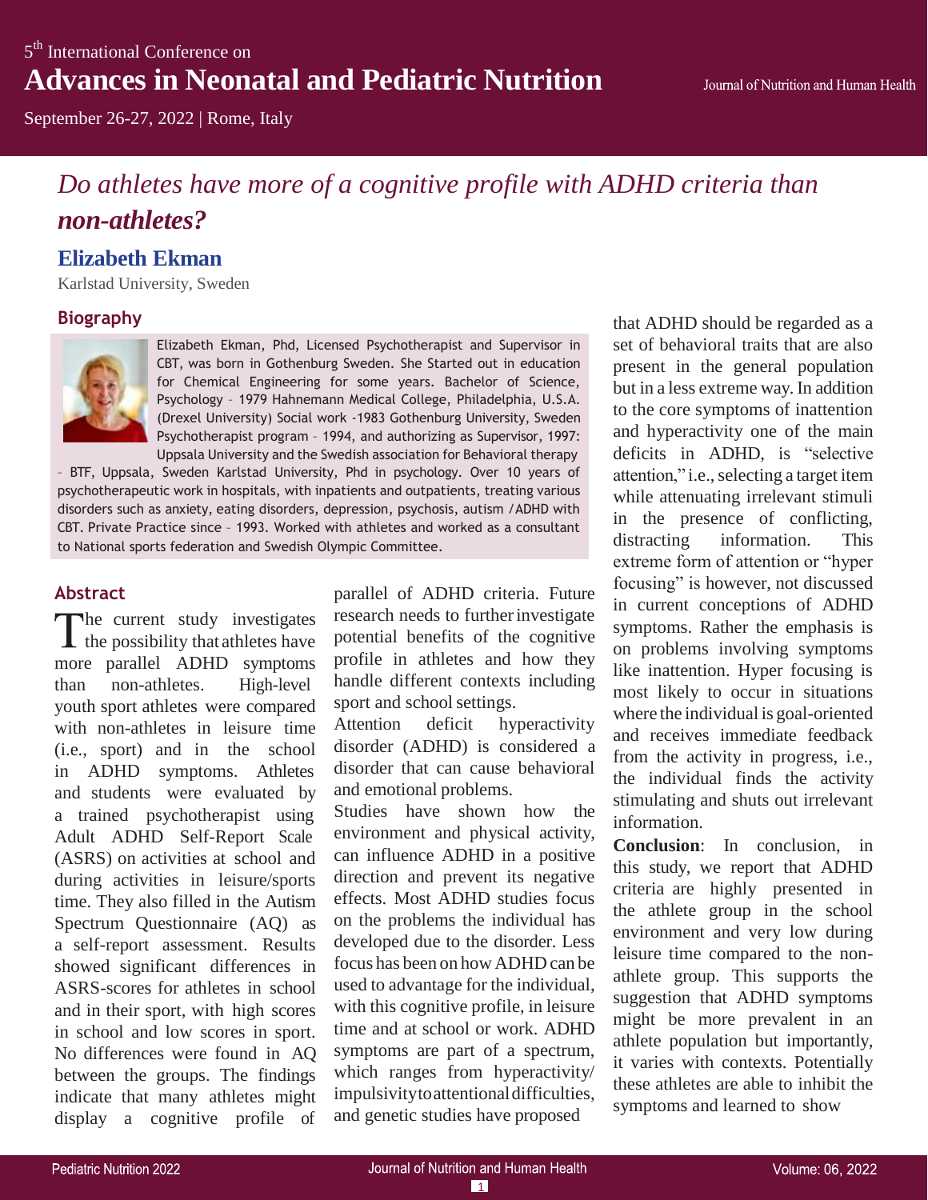# Do athletes have more of a cognitive profile with ADHD criteria than non-athletes?

## Elizabeth Ekman

Karlstad University, Sweden

### Biography

Elizabeth Ekman, Phd, Licensed Psychotherapist and Supervisor in CBT, was born in Gothenburg Sweden. She Started out in education for Chemical Engineering for some years. Bachelor of Science, Psychology – 1979 Hahnemann Medical College, Philadelphia, U.S.A. (Drexel University) Social work -1983 Gothenburg University, Sweden Psychotherapist program – 1994, and authorizing as Supervisor, 1997: Uppsala University and the Swedish association for Behavioral therapy – BTF, Uppsala, Sweden Karlstad University, Phd in psychology. Over 10 years of psychotherapeutic work in hospitals, with inpatients and outpatients, treating various disorders such as anxiety, eating disorders, depression, psychosis, autism /ADHD with CBT. Private Practice since – 1993. Worked with athletes and worked as a consultant to National sports federation and Swedish Olympic Committee.

### Abstract

The current study investigates the possibility that athletes have more parallel ADHD symptoms than non-athletes. High-level youth sport athletes were compared with non-athletes in leisure time (i.e., sport) and in the school in ADHD symptoms. Athletes and students were evaluated by a trained psychotherapist using Adult ADHD Self-Report Scale (ASRS) on activities at school and during activities in leisure/sports time. They also filled in the Autism Spectrum Questionnaire (AQ) as a self-report assessment. Results showed significant differences in ASRS-scores for athletes in school and in their sport, with high scores in school and low scores in sport. No differences were found in AQ between the groups. The findings indicate that many athletes might display a cognitive profile of parallel of ADHD criteria. Future research needs to further investigate potential benefits of the cognitive profile in athletes and how they handle different contexts including sport and school settings.

Attention deficit hyperactivity disorder (ADHD) is considered a disorder that can cause behavioral and emotional problems.

Studies have shown how the environment and physical activity, can influence ADHD in a positive direction and prevent its negative effects. Most ADHD studies focus on the problems the individual has developed due to the disorder. Less focus has been on how ADHD can be used to advantage for the individual, with this cognitive profile, in leisure time and at school or work. ADHD symptoms are part of a spectrum, which ranges from hyperactivity/impulsivity to attentional difficulties, and genetic studies have proposed that ADHD should be regarded as a set of behavioral traits that are also present in the general population but in a less extreme way. In addition to the core symptoms of inattention and hyperactivity one of the main deficits in ADHD, is "selective attention," i.e., selecting a target item while attenuating irrelevant stimuli in the presence of conflicting, distracting information. This extreme form of attention or "hyper focusing" is however, not discussed in current conceptions of ADHD symptoms. Rather the emphasis is on problems involving symptoms like inattention. Hyper focusing is most likely to occur in situations where the individual is goal-oriented and receives immediate feedback from the activity in progress, i.e., the individual finds the activity stimulating and shuts out irrelevant information.

**Conclusion**: In conclusion, in this study, we report that ADHD criteria are highly presented in the athlete group in the school environment and very low during leisure time compared to the non-athlete group. This supports the suggestion that ADHD symptoms might be more prevalent in an athlete population but importantly, it varies with contexts. Potentially these athletes are able to inhibit the symptoms and learned to show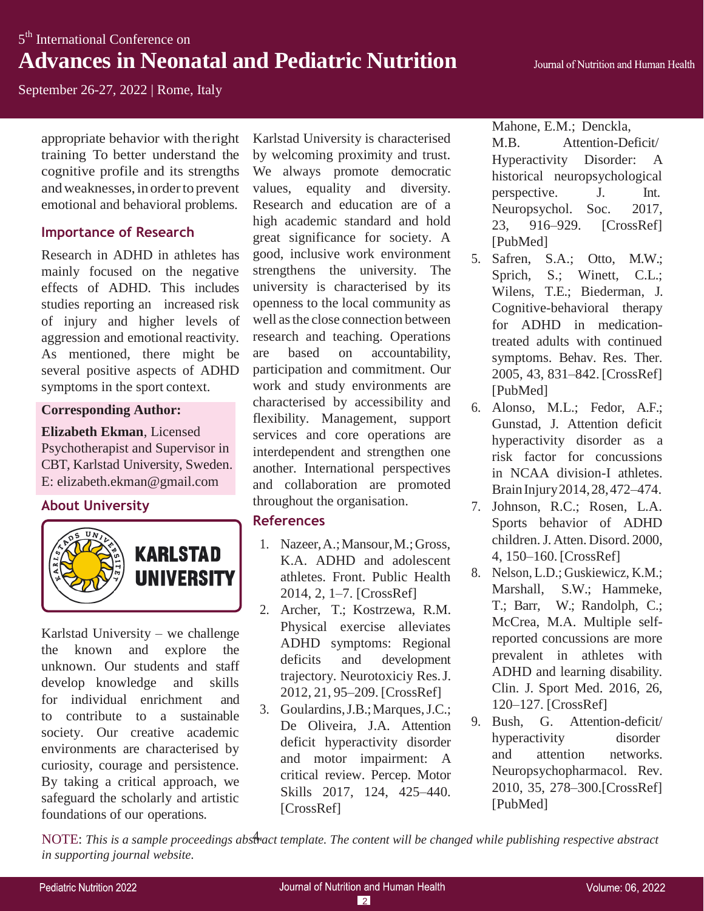appropriate behavior with the right training To better understand the cognitive profile and its strengths and weaknesses, in order to prevent emotional and behavioral problems.

## Importance of Research

Research in ADHD in athletes has mainly focused on the negative effects of ADHD. This includes studies reporting an increased risk of injury and higher levels of aggression and emotional reactivity. As mentioned, there might be several positive aspects of ADHD symptoms in the sport context.

**Corresponding Author:**

**Elizabeth Ekman**, Licensed Psychotherapist and Supervisor in CBT, Karlstad University, Sweden. E: elizabeth.ekman@gmail.com

## About University

KARLSTAD UNIVERSITY

Karlstad University – we challenge the known and explore the unknown. Our students and staff develop knowledge and skills for individual enrichment and to contribute to a sustainable society. Our creative academic environments are characterised by curiosity, courage and persistence. By taking a critical approach, we safeguard the scholarly and artistic foundations of our operations.

Karlstad University is characterised by welcoming proximity and trust. We always promote democratic values, equality and diversity. Research and education are of a high academic standard and hold great significance for society. A good, inclusive work environment strengthens the university. The university is characterised by its openness to the local community as well as the close connection between research and teaching. Operations are based on accountability, participation and commitment. Our work and study environments are characterised by accessibility and flexibility. Management, support services and core operations are interdependent and strengthen one another. International perspectives and collaboration are promoted throughout the organisation.

## References

1. Nazeer, A.; Mansour, M.; Gross, K.A. ADHD and adolescent athletes. Front. Public Health 2014, 2, 1–7. [CrossRef]
2. Archer, T.; Kostrzewa, R.M. Physical exercise alleviates ADHD symptoms: Regional deficits and development trajectory. Neurotoxiciy Res. J. 2012, 21, 95–209. [CrossRef]
3. Goulardins, J.B.; Marques, J.C.; De Oliveira, J.A. Attention deficit hyperactivity disorder and motor impairment: A critical review. Percep. Motor Skills 2017, 124, 425–440. [CrossRef]
4. Mahone, E.M.; Denckla, M.B. Attention-Deficit/ Hyperactivity Disorder: A historical neuropsychological perspective. J. Int. Neuropsychol. Soc. 2017, 23, 916–929. [CrossRef] [PubMed]
5. Safren, S.A.; Otto, M.W.; Sprich, S.; Winett, C.L.; Wilens, T.E.; Biederman, J. Cognitive-behavioral therapy for ADHD in medication-treated adults with continued symptoms. Behav. Res. Ther. 2005, 43, 831–842. [CrossRef] [PubMed]
6. Alonso, M.L.; Fedor, A.F.; Gunstad, J. Attention deficit hyperactivity disorder as a risk factor for concussions in NCAA division-I athletes. Brain Injury 2014, 28, 472–474.
7. Johnson, R.C.; Rosen, L.A. Sports behavior of ADHD children. J. Atten. Disord. 2000, 4, 150–160. [CrossRef]
8. Nelson, L.D.; Guskiewicz, K.M.; Marshall, S.W.; Hammeke, T.; Barr, W.; Randolph, C.; McCrea, M.A. Multiple self-reported concussions are more prevalent in athletes with ADHD and learning disability. Clin. J. Sport Med. 2016, 26, 120–127. [CrossRef]
9. Bush, G. Attention-deficit/ hyperactivity disorder and attention networks. Neuropsychopharmacol. Rev. 2010, 35, 278–300.[CrossRef] [PubMed]

NOTE: *This is a sample proceedings abstract template. The content will be changed while publishing respective abstract in supporting journal website.*